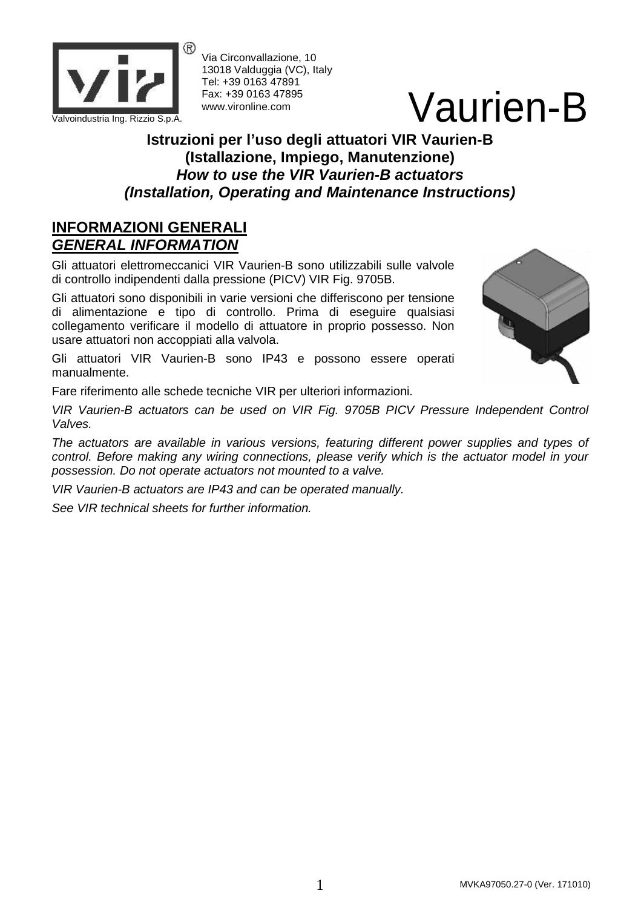Via Circonvallazione, 10
13018 Valduggia (VC), Italy
Tel: +39 0163 47891
Fax: +39 0163 47895
www.vironline.com

Valvoindustria Ing. Rizzio S.p.A.

# Vaurien-B

**Istruzioni per l'uso degli attuatori VIR Vaurien-B**
**(Istallazione, Impiego, Manutenzione)**
***How to use the VIR Vaurien-B actuators***
***(Installation, Operating and Maintenance Instructions)***

## INFORMAZIONI GENERALI
## *GENERAL INFORMATION*

Gli attuatori elettromeccanici VIR Vaurien-B sono utilizzabili sulle valvole di controllo indipendenti dalla pressione (PICV) VIR Fig. 9705B.

Gli attuatori sono disponibili in varie versioni che differiscono per tensione di alimentazione e tipo di controllo. Prima di eseguire qualsiasi collegamento verificare il modello di attuatore in proprio possesso. Non usare attuatori non accoppiati alla valvola.

Gli attuatori VIR Vaurien-B sono IP43 e possono essere operati manualmente.

Fare riferimento alle schede tecniche VIR per ulteriori informazioni.

*VIR Vaurien-B actuators can be used on VIR Fig. 9705B PICV Pressure Independent Control Valves.*

*The actuators are available in various versions, featuring different power supplies and types of control. Before making any wiring connections, please verify which is the actuator model in your possession. Do not operate actuators not mounted to a valve.*

*VIR Vaurien-B actuators are IP43 and can be operated manually.*

*See VIR technical sheets for further information.*

MVKA97050.27-0 (Ver. 171010)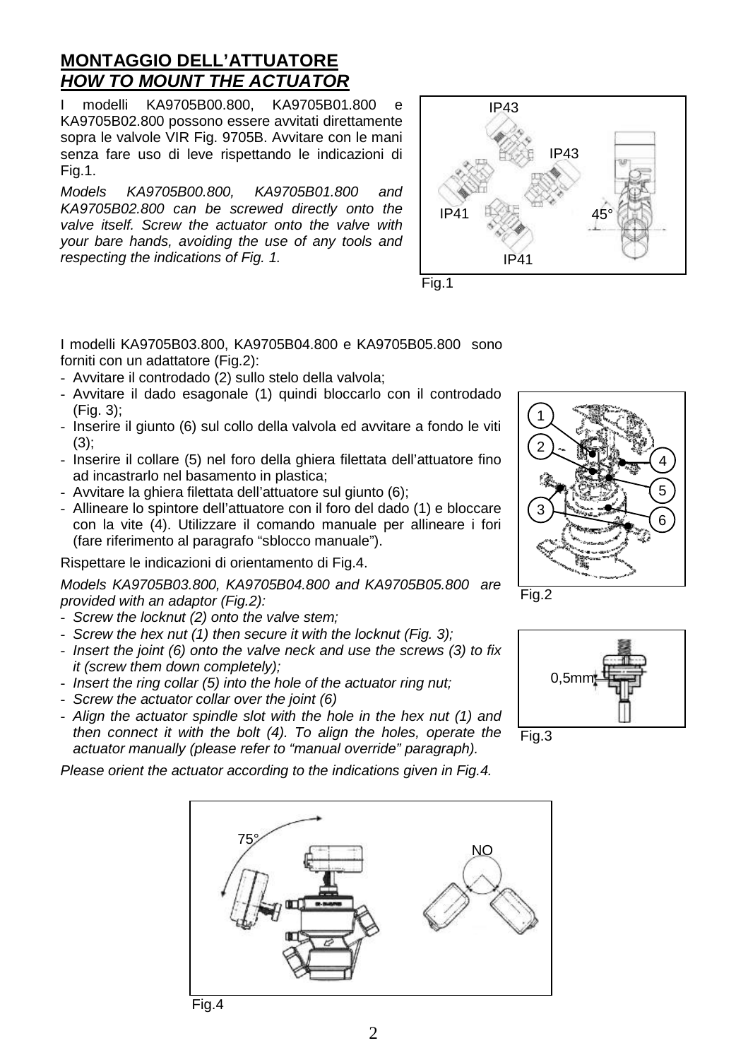## MONTAGGIO DELL'ATTUATORE
## *HOW TO MOUNT THE ACTUATOR*

I modelli KA9705B00.800, KA9705B01.800 e KA9705B02.800 possono essere avvitati direttamente sopra le valvole VIR Fig. 9705B. Avvitare con le mani senza fare uso di leve rispettando le indicazioni di Fig.1.

*Models KA9705B00.800, KA9705B01.800 and KA9705B02.800 can be screwed directly onto the valve itself. Screw the actuator onto the valve with your bare hands, avoiding the use of any tools and respecting the indications of Fig. 1.*

Fig.1

I modelli KA9705B03.800, KA9705B04.800 e KA9705B05.800 sono forniti con un adattatore (Fig.2):

- Avvitare il controdado (2) sullo stelo della valvola;
- Avvitare il dado esagonale (1) quindi bloccarlo con il controdado (Fig. 3);
- Inserire il giunto (6) sul collo della valvola ed avvitare a fondo le viti (3);
- Inserire il collare (5) nel foro della ghiera filettata dell'attuatore fino ad incastrarlo nel basamento in plastica;
- Avvitare la ghiera filettata dell'attuatore sul giunto (6);
- Allineare lo spintore dell'attuatore con il foro del dado (1) e bloccare con la vite (4). Utilizzare il comando manuale per allineare i fori (fare riferimento al paragrafo "sblocco manuale").

Rispettare le indicazioni di orientamento di Fig.4.

*Models KA9705B03.800, KA9705B04.800 and KA9705B05.800 are provided with an adaptor (Fig.2):*

- *Screw the locknut (2) onto the valve stem;*
- *Screw the hex nut (1) then secure it with the locknut (Fig. 3);*
- *Insert the joint (6) onto the valve neck and use the screws (3) to fix it (screw them down completely);*
- *Insert the ring collar (5) into the hole of the actuator ring nut;*
- *Screw the actuator collar over the joint (6)*
- *Align the actuator spindle slot with the hole in the hex nut (1) and then connect it with the bolt (4). To align the holes, operate the actuator manually (please refer to "manual override" paragraph).*

*Please orient the actuator according to the indications given in Fig.4.*

Fig.2

Fig.3

Fig.4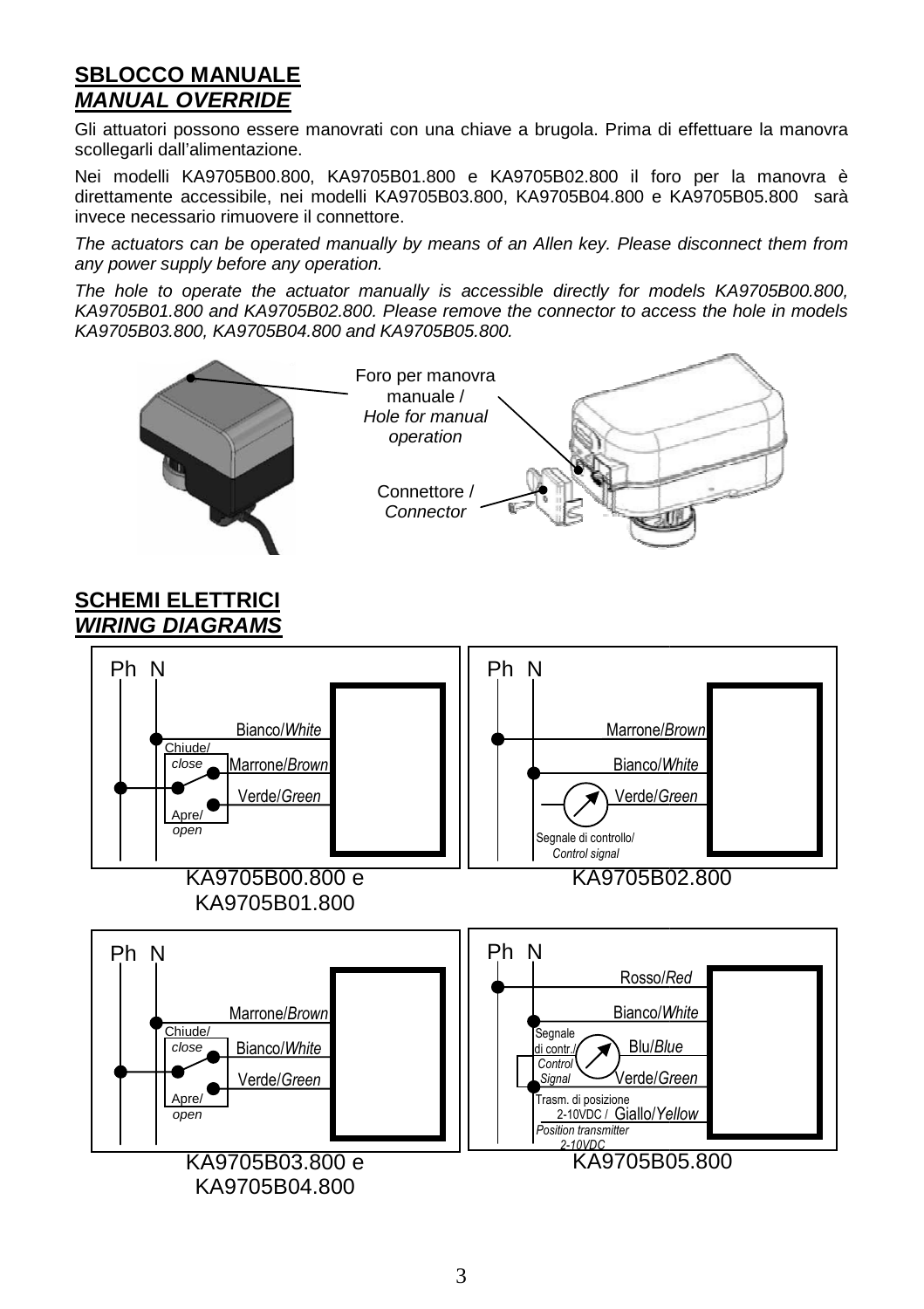## SBLOCCO MANUALE
## *MANUAL OVERRIDE*

Gli attuatori possono essere manovrati con una chiave a brugola. Prima di effettuare la manovra scollegarli dall'alimentazione.

Nei modelli KA9705B00.800, KA9705B01.800 e KA9705B02.800 il foro per la manovra è direttamente accessibile, nei modelli KA9705B03.800, KA9705B04.800 e KA9705B05.800 sarà invece necessario rimuovere il connettore.

*The actuators can be operated manually by means of an Allen key. Please disconnect them from any power supply before any operation.*

*The hole to operate the actuator manually is accessible directly for models KA9705B00.800, KA9705B01.800 and KA9705B02.800. Please remove the connector to access the hole in models KA9705B03.800, KA9705B04.800 and KA9705B05.800.*

Foro per manovra manuale / *Hole for manual operation*

Connettore / *Connector*

## SCHEMI ELETTRICI
## *WIRING DIAGRAMS*

Ph N — Bianco/*White*, Marrone/*Brown*, Verde/*Green* — Chiude/*close*, Apre/*open*

KA9705B00.800 e KA9705B01.800

Ph N — Marrone/*Brown*, Bianco/*White*, Verde/*Green* — Segnale di controllo/*Control signal*

KA9705B02.800

Ph N — Marrone/*Brown*, Bianco/*White*, Verde/*Green* — Chiude/*close*, Apre/*open*

KA9705B03.800 e KA9705B04.800

Ph N — Rosso/*Red*, Bianco/*White*, Blu/*Blue*, Verde/*Green*, Giallo/*Yellow* — Segnale di contr./*Control Signal* — Trasm. di posizione 2-10VDC / *Position transmitter 2-10VDC*

KA9705B05.800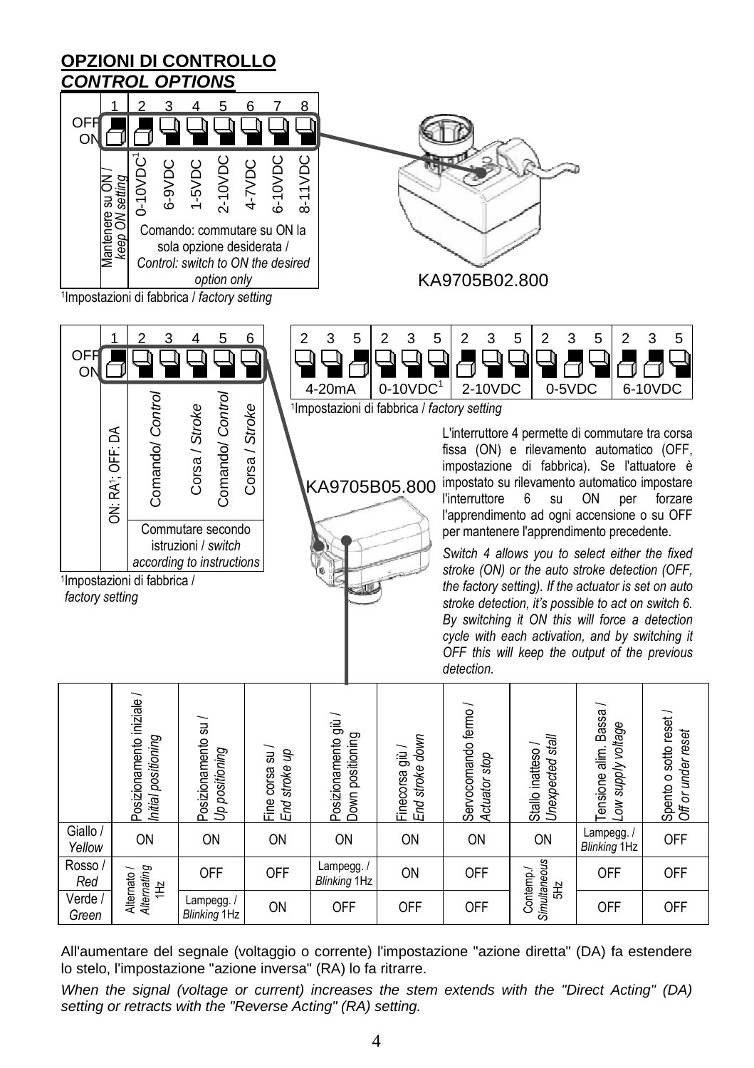## OPZIONI DI CONTROLLO

## *CONTROL OPTIONS*

| | 1 | 2 | 3 | 4 | 5 | 6 | 7 | 8 |
|---|---|---|---|---|---|---|---|---|
| OFF / ON | Mantenere su ON / *keep ON setting* | 0-10VDC[1] | 6-9VDC | 1-5VDC | 2-10VDC | 4-7VDC | 6-10VDC | 8-11VDC |

Comando: commutare su ON la sola opzione desiderata / *Control: switch to ON the desired option only*

[1]Impostazioni di fabbrica / *factory setting*

KA9705B02.800

| | 1 | 2 | 3 | 4 | 5 | 6 |
|---|---|---|---|---|---|---|
| OFF / ON | ON: RA[1]; OFF: DA | Comando/ *Control* | Corsa / *Stroke* | Comando/ *Control* | Corsa / *Stroke* | |

Commutare secondo istruzioni / *switch according to instructions*

[1]Impostazioni di fabbrica / *factory setting*

| | | |
|---|---|---|
| 4-20mA | | |
| 0-10VDC[1] | | |
| 2-10VDC | | |
| 0-5VDC | | |
| 6-10VDC | | |

(Switches 2, 3, 5)

[1]Impostazioni di fabbrica / *factory setting*

KA9705B05.800

L'interruttore 4 permette di commutare tra corsa fissa (ON) e rilevamento automatico (OFF, impostazione di fabbrica). Se l'attuatore è impostato su rilevamento automatico impostare l'interruttore 6 su ON per forzare l'apprendimento ad ogni accensione o su OFF per mantenere l'apprendimento precedente.

*Switch 4 allows you to select either the fixed stroke (ON) or the auto stroke detection (OFF, the factory setting). If the actuator is set on auto stroke detection, it's possible to act on switch 6. By switching it ON this will force a detection cycle with each activation, and by switching it OFF this will keep the output of the previous detection.*

| | Posizionamento iniziale / *Initial positioning* | Posizionamento su / *Up positioning* | Fine corsa su / *End stroke up* | Posizionamento giù / *Down positioning* | Finecorsa giù / *End stroke down* | Servocomando fermo / *Actuator stop* | Stallo inatteso / *Unexpected stall* | Tensione alim. Bassa / *Low supply voltage* | Spento o sotto reset / *Off or under reset* |
|---|---|---|---|---|---|---|---|---|---|
| Giallo / *Yellow* | ON | ON | ON | ON | ON | ON | ON | Lampegg. / *Blinking* 1Hz | OFF |
| Rosso / *Red* | Alternato / *Alternating* 1Hz | OFF | OFF | Lampegg. / *Blinking* 1Hz | ON | OFF | Contemp./ *Simultaneous* 5Hz | OFF | OFF |
| Verde / *Green* | | Lampegg. / *Blinking* 1Hz | ON | OFF | OFF | OFF | | OFF | OFF |

All'aumentare del segnale (voltaggio o corrente) l'impostazione "azione diretta" (DA) fa estendere lo stelo, l'impostazione "azione inversa" (RA) lo fa ritrarre.

*When the signal (voltage or current) increases the stem extends with the "Direct Acting" (DA) setting or retracts with the "Reverse Acting" (RA) setting.*